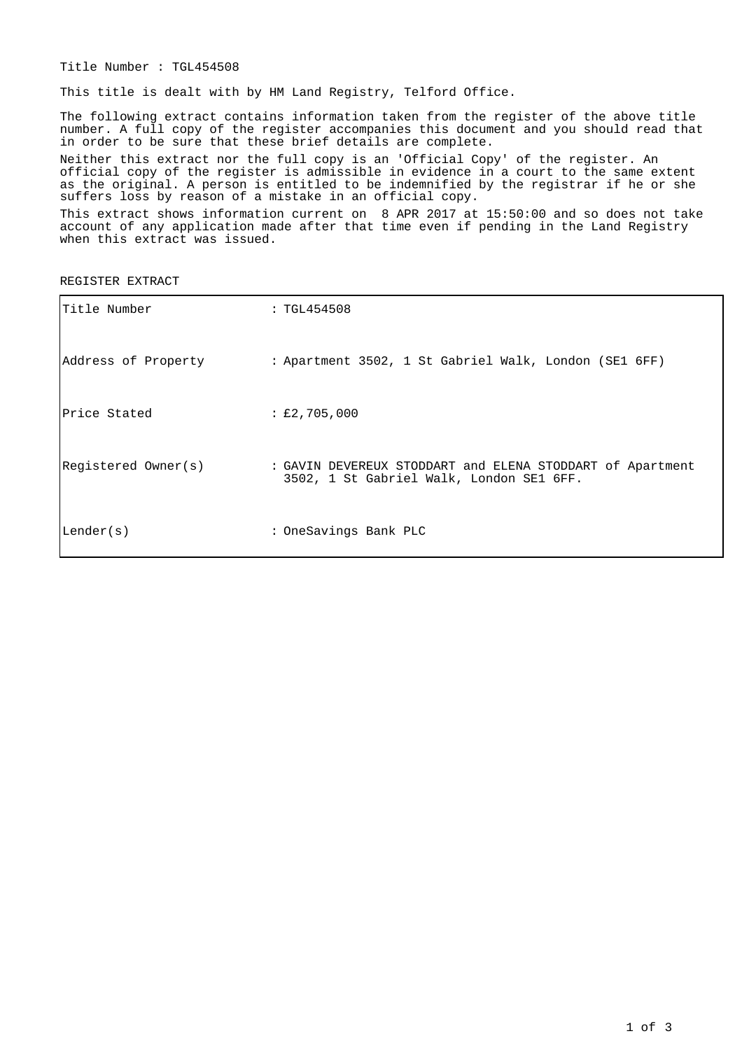Title Number : TGL454508

This title is dealt with by HM Land Registry, Telford Office.

The following extract contains information taken from the register of the above title number. A full copy of the register accompanies this document and you should read that in order to be sure that these brief details are complete.

Neither this extract nor the full copy is an 'Official Copy' of the register. An official copy of the register is admissible in evidence in a court to the same extent as the original. A person is entitled to be indemnified by the registrar if he or she suffers loss by reason of a mistake in an official copy.

This extract shows information current on 8 APR 2017 at 15:50:00 and so does not take account of any application made after that time even if pending in the Land Registry when this extract was issued.

REGISTER EXTRACT

| | |
|---|---|
| Title Number | : TGL454508 |
| Address of Property | : Apartment 3502, 1 St Gabriel Walk, London (SE1 6FF) |
| Price Stated | : £2,705,000 |
| Registered Owner(s) | : GAVIN DEVEREUX STODDART and ELENA STODDART of Apartment 3502, 1 St Gabriel Walk, London SE1 6FF. |
| Lender(s) | : OneSavings Bank PLC |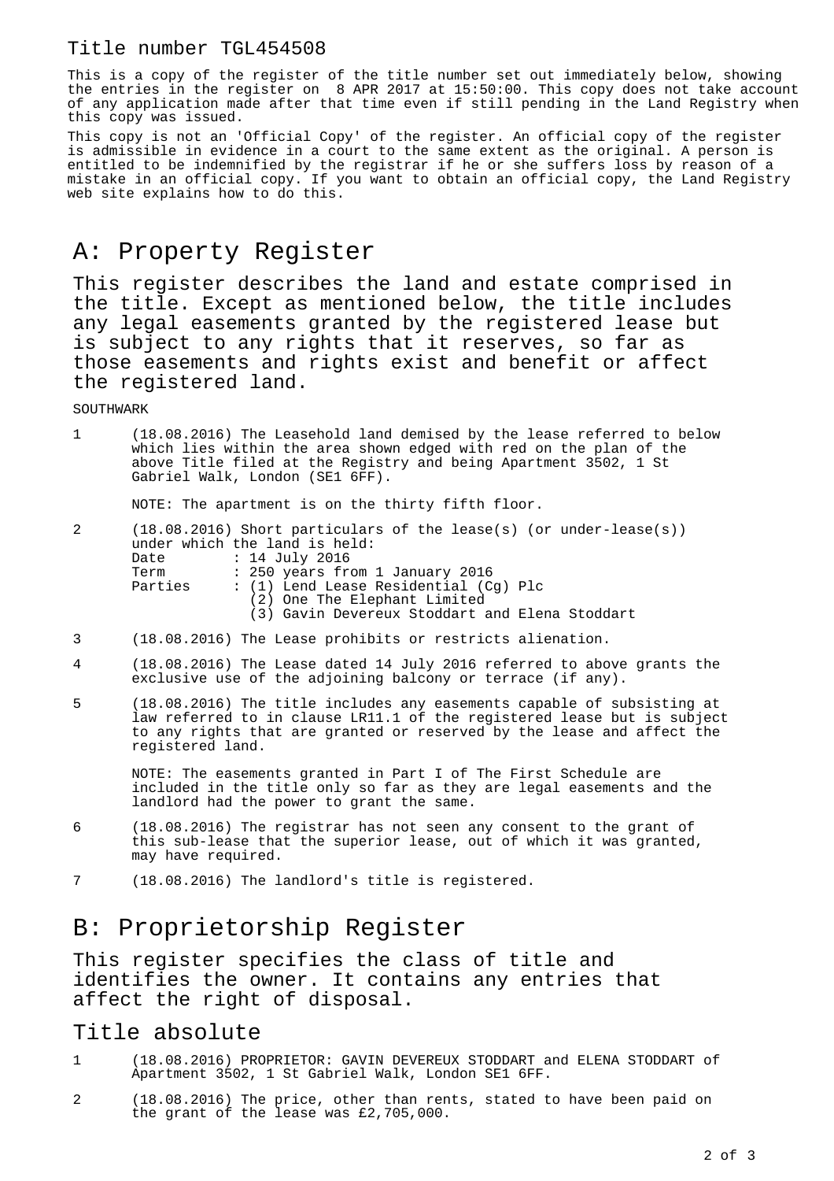Title number TGL454508

This is a copy of the register of the title number set out immediately below, showing the entries in the register on 8 APR 2017 at 15:50:00. This copy does not take account of any application made after that time even if still pending in the Land Registry when this copy was issued.

This copy is not an 'Official Copy' of the register. An official copy of the register is admissible in evidence in a court to the same extent as the original. A person is entitled to be indemnified by the registrar if he or she suffers loss by reason of a mistake in an official copy. If you want to obtain an official copy, the Land Registry web site explains how to do this.

# A: Property Register

This register describes the land and estate comprised in the title. Except as mentioned below, the title includes any legal easements granted by the registered lease but is subject to any rights that it reserves, so far as those easements and rights exist and benefit or affect the registered land.

SOUTHWARK

1 (18.08.2016) The Leasehold land demised by the lease referred to below which lies within the area shown edged with red on the plan of the above Title filed at the Registry and being Apartment 3502, 1 St Gabriel Walk, London (SE1 6FF).

NOTE: The apartment is on the thirty fifth floor.

2 (18.08.2016) Short particulars of the lease(s) (or under-lease(s)) under which the land is held:
Date : 14 July 2016
Term : 250 years from 1 January 2016
Parties : (1) Lend Lease Residential (Cg) Plc
(2) One The Elephant Limited
(3) Gavin Devereux Stoddart and Elena Stoddart

3 (18.08.2016) The Lease prohibits or restricts alienation.

4 (18.08.2016) The Lease dated 14 July 2016 referred to above grants the exclusive use of the adjoining balcony or terrace (if any).

5 (18.08.2016) The title includes any easements capable of subsisting at law referred to in clause LR11.1 of the registered lease but is subject to any rights that are granted or reserved by the lease and affect the registered land.

NOTE: The easements granted in Part I of The First Schedule are included in the title only so far as they are legal easements and the landlord had the power to grant the same.

6 (18.08.2016) The registrar has not seen any consent to the grant of this sub-lease that the superior lease, out of which it was granted, may have required.

7 (18.08.2016) The landlord's title is registered.

# B: Proprietorship Register

This register specifies the class of title and identifies the owner. It contains any entries that affect the right of disposal.

## Title absolute

1 (18.08.2016) PROPRIETOR: GAVIN DEVEREUX STODDART and ELENA STODDART of Apartment 3502, 1 St Gabriel Walk, London SE1 6FF.

2 (18.08.2016) The price, other than rents, stated to have been paid on the grant of the lease was £2,705,000.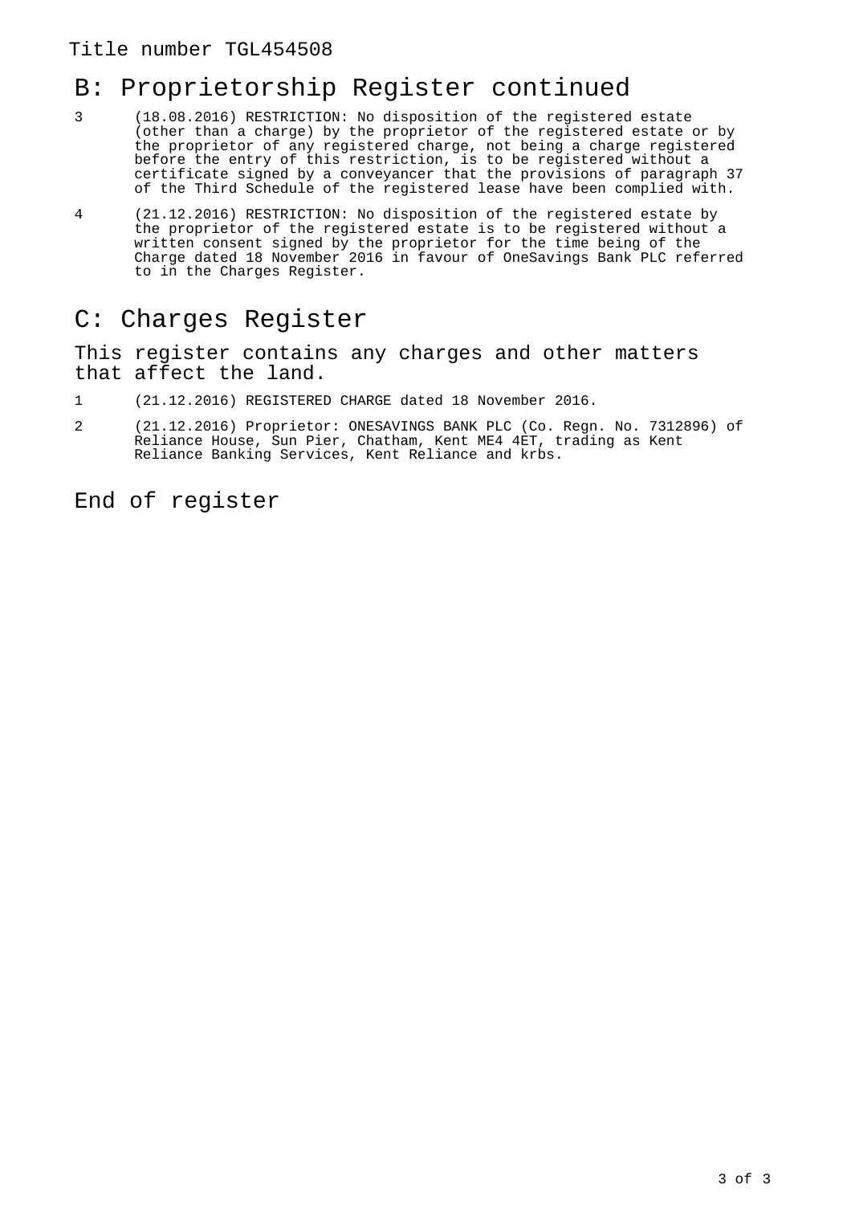Title number TGL454508

## B: Proprietorship Register continued

3 (18.08.2016) RESTRICTION: No disposition of the registered estate (other than a charge) by the proprietor of the registered estate or by the proprietor of any registered charge, not being a charge registered before the entry of this restriction, is to be registered without a certificate signed by a conveyancer that the provisions of paragraph 37 of the Third Schedule of the registered lease have been complied with.

4 (21.12.2016) RESTRICTION: No disposition of the registered estate by the proprietor of the registered estate is to be registered without a written consent signed by the proprietor for the time being of the Charge dated 18 November 2016 in favour of OneSavings Bank PLC referred to in the Charges Register.

## C: Charges Register

This register contains any charges and other matters that affect the land.

1 (21.12.2016) REGISTERED CHARGE dated 18 November 2016.

2 (21.12.2016) Proprietor: ONESAVINGS BANK PLC (Co. Regn. No. 7312896) of Reliance House, Sun Pier, Chatham, Kent ME4 4ET, trading as Kent Reliance Banking Services, Kent Reliance and krbs.

End of register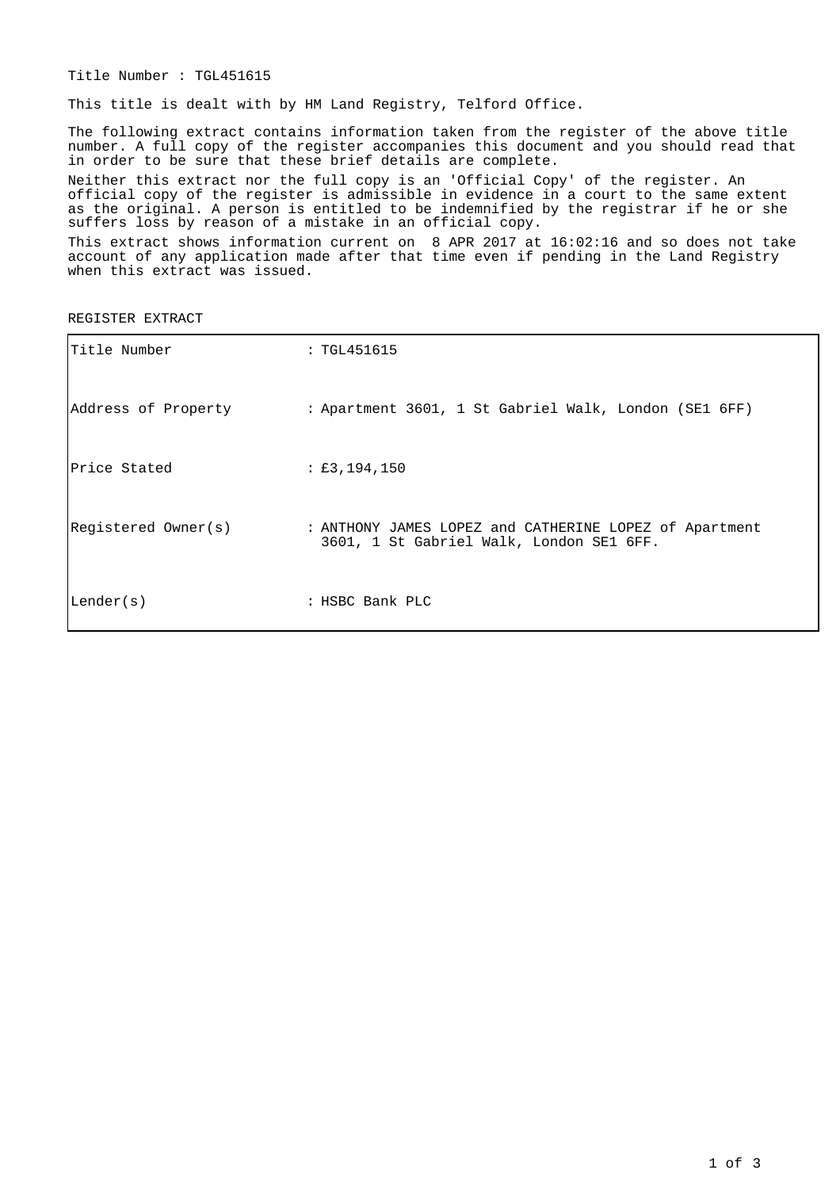Title Number : TGL451615

This title is dealt with by HM Land Registry, Telford Office.

The following extract contains information taken from the register of the above title number. A full copy of the register accompanies this document and you should read that in order to be sure that these brief details are complete.

Neither this extract nor the full copy is an 'Official Copy' of the register. An official copy of the register is admissible in evidence in a court to the same extent as the original. A person is entitled to be indemnified by the registrar if he or she suffers loss by reason of a mistake in an official copy.

This extract shows information current on 8 APR 2017 at 16:02:16 and so does not take account of any application made after that time even if pending in the Land Registry when this extract was issued.

REGISTER EXTRACT

| | |
|---|---|
| Title Number | : TGL451615 |
| Address of Property | : Apartment 3601, 1 St Gabriel Walk, London (SE1 6FF) |
| Price Stated | : £3,194,150 |
| Registered Owner(s) | : ANTHONY JAMES LOPEZ and CATHERINE LOPEZ of Apartment 3601, 1 St Gabriel Walk, London SE1 6FF. |
| Lender(s) | : HSBC Bank PLC |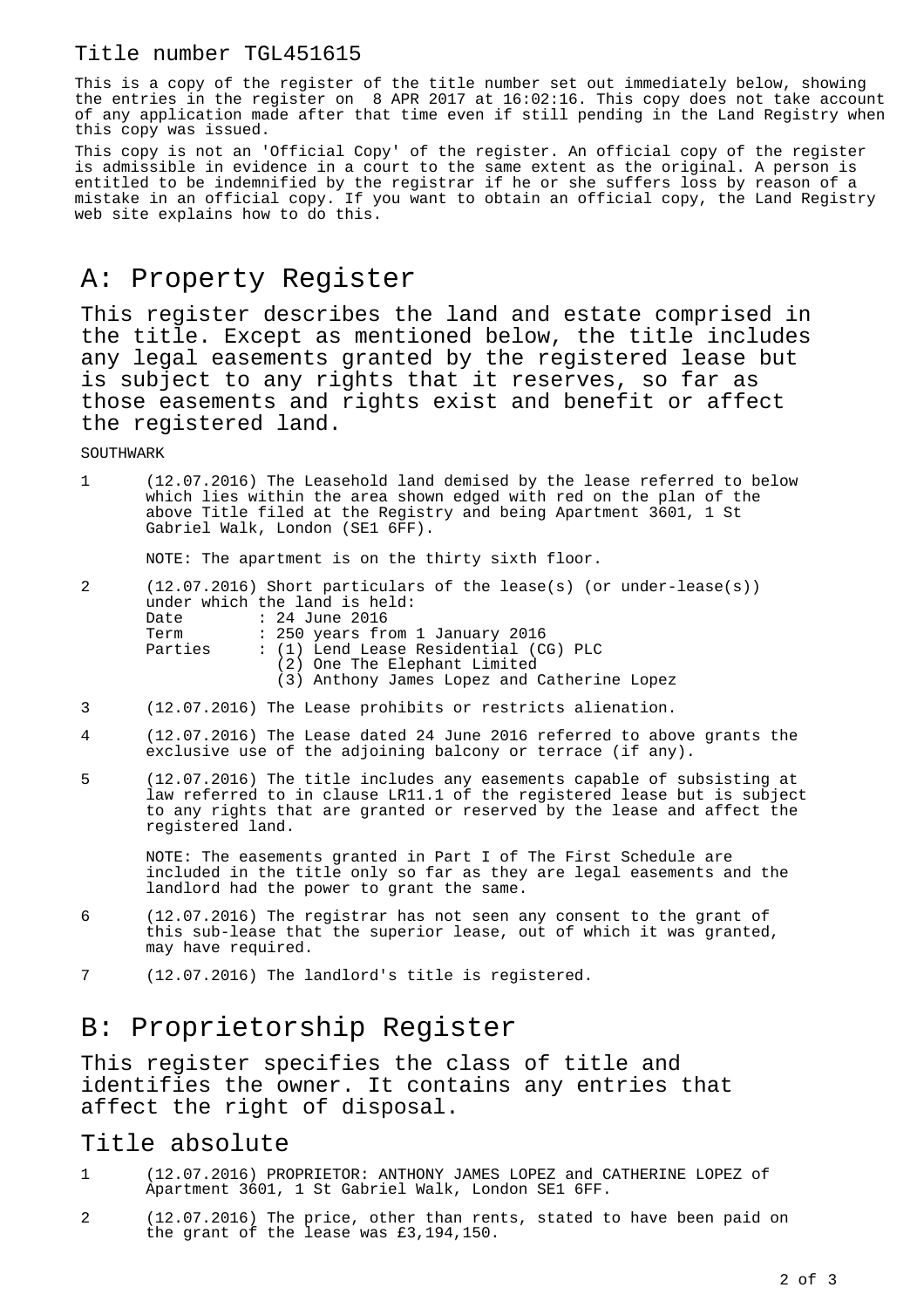# Title number TGL451615

This is a copy of the register of the title number set out immediately below, showing the entries in the register on 8 APR 2017 at 16:02:16. This copy does not take account of any application made after that time even if still pending in the Land Registry when this copy was issued.

This copy is not an 'Official Copy' of the register. An official copy of the register is admissible in evidence in a court to the same extent as the original. A person is entitled to be indemnified by the registrar if he or she suffers loss by reason of a mistake in an official copy. If you want to obtain an official copy, the Land Registry web site explains how to do this.

## A: Property Register

This register describes the land and estate comprised in the title. Except as mentioned below, the title includes any legal easements granted by the registered lease but is subject to any rights that it reserves, so far as those easements and rights exist and benefit or affect the registered land.

SOUTHWARK

1 (12.07.2016) The Leasehold land demised by the lease referred to below which lies within the area shown edged with red on the plan of the above Title filed at the Registry and being Apartment 3601, 1 St Gabriel Walk, London (SE1 6FF).

NOTE: The apartment is on the thirty sixth floor.

2 (12.07.2016) Short particulars of the lease(s) (or under-lease(s)) under which the land is held:

```
Date        : 24 June 2016
Term        : 250 years from 1 January 2016
Parties     : (1) Lend Lease Residential (CG) PLC
              (2) One The Elephant Limited
              (3) Anthony James Lopez and Catherine Lopez
```

3 (12.07.2016) The Lease prohibits or restricts alienation.

4 (12.07.2016) The Lease dated 24 June 2016 referred to above grants the exclusive use of the adjoining balcony or terrace (if any).

5 (12.07.2016) The title includes any easements capable of subsisting at law referred to in clause LR11.1 of the registered lease but is subject to any rights that are granted or reserved by the lease and affect the registered land.

NOTE: The easements granted in Part I of The First Schedule are included in the title only so far as they are legal easements and the landlord had the power to grant the same.

6 (12.07.2016) The registrar has not seen any consent to the grant of this sub-lease that the superior lease, out of which it was granted, may have required.

7 (12.07.2016) The landlord's title is registered.

## B: Proprietorship Register

This register specifies the class of title and identifies the owner. It contains any entries that affect the right of disposal.

### Title absolute

1 (12.07.2016) PROPRIETOR: ANTHONY JAMES LOPEZ and CATHERINE LOPEZ of Apartment 3601, 1 St Gabriel Walk, London SE1 6FF.

2 (12.07.2016) The price, other than rents, stated to have been paid on the grant of the lease was £3,194,150.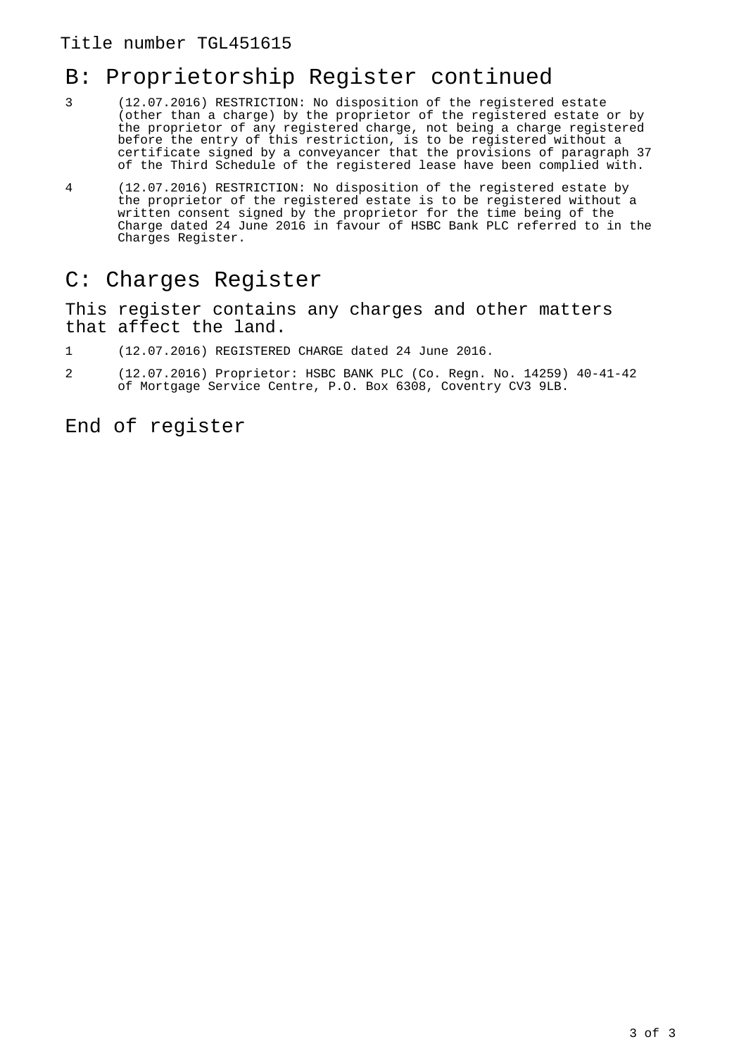Title number TGL451615

## B: Proprietorship Register continued

3 (12.07.2016) RESTRICTION: No disposition of the registered estate (other than a charge) by the proprietor of the registered estate or by the proprietor of any registered charge, not being a charge registered before the entry of this restriction, is to be registered without a certificate signed by a conveyancer that the provisions of paragraph 37 of the Third Schedule of the registered lease have been complied with.

4 (12.07.2016) RESTRICTION: No disposition of the registered estate by the proprietor of the registered estate is to be registered without a written consent signed by the proprietor for the time being of the Charge dated 24 June 2016 in favour of HSBC Bank PLC referred to in the Charges Register.

## C: Charges Register

This register contains any charges and other matters that affect the land.

1 (12.07.2016) REGISTERED CHARGE dated 24 June 2016.

2 (12.07.2016) Proprietor: HSBC BANK PLC (Co. Regn. No. 14259) 40-41-42 of Mortgage Service Centre, P.O. Box 6308, Coventry CV3 9LB.

## End of register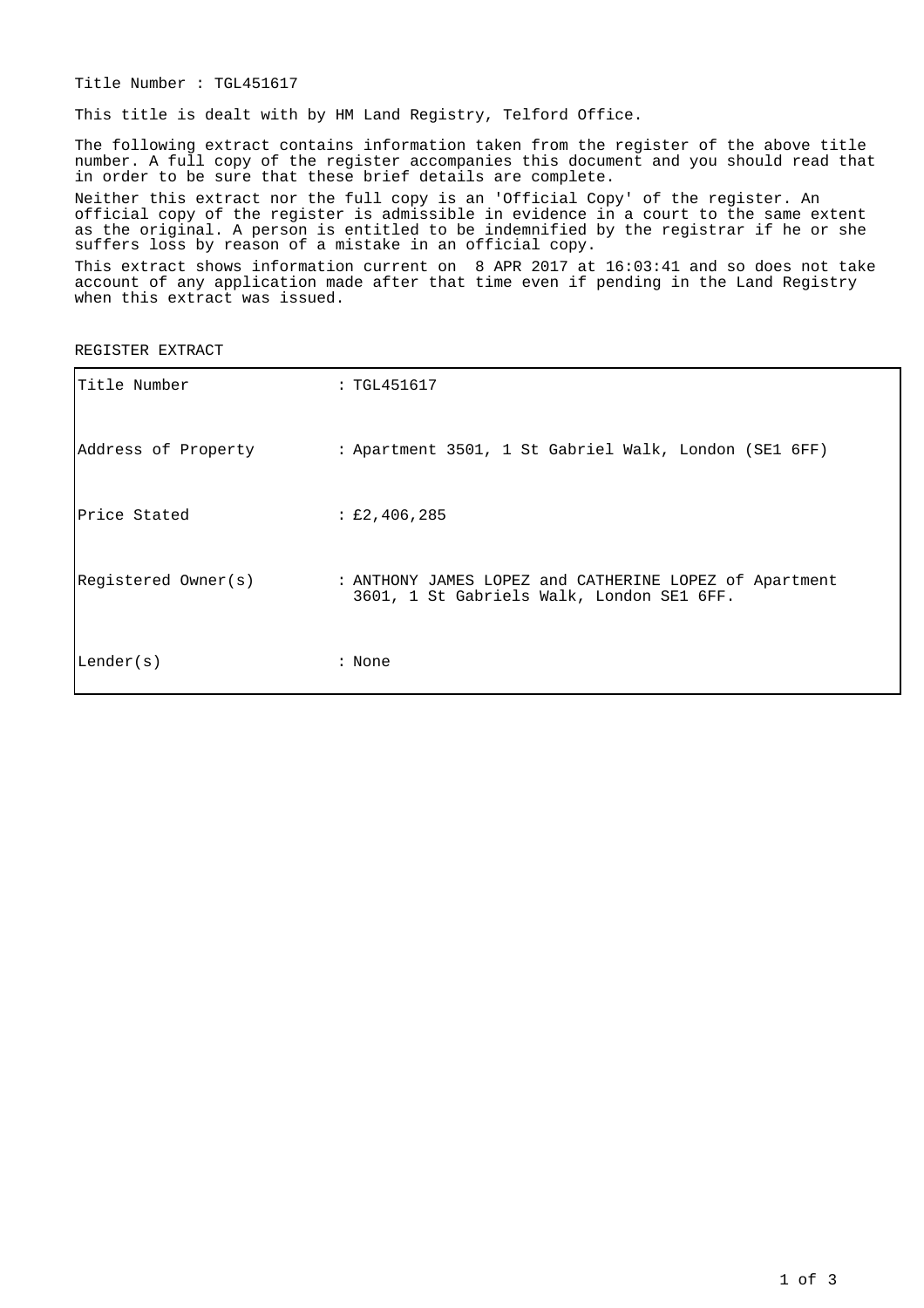Title Number : TGL451617

This title is dealt with by HM Land Registry, Telford Office.

The following extract contains information taken from the register of the above title number. A full copy of the register accompanies this document and you should read that in order to be sure that these brief details are complete.

Neither this extract nor the full copy is an 'Official Copy' of the register. An official copy of the register is admissible in evidence in a court to the same extent as the original. A person is entitled to be indemnified by the registrar if he or she suffers loss by reason of a mistake in an official copy.

This extract shows information current on 8 APR 2017 at 16:03:41 and so does not take account of any application made after that time even if pending in the Land Registry when this extract was issued.

REGISTER EXTRACT

| | |
|---|---|
| Title Number | : TGL451617 |
| Address of Property | : Apartment 3501, 1 St Gabriel Walk, London (SE1 6FF) |
| Price Stated | : £2,406,285 |
| Registered Owner(s) | : ANTHONY JAMES LOPEZ and CATHERINE LOPEZ of Apartment 3601, 1 St Gabriels Walk, London SE1 6FF. |
| Lender(s) | : None |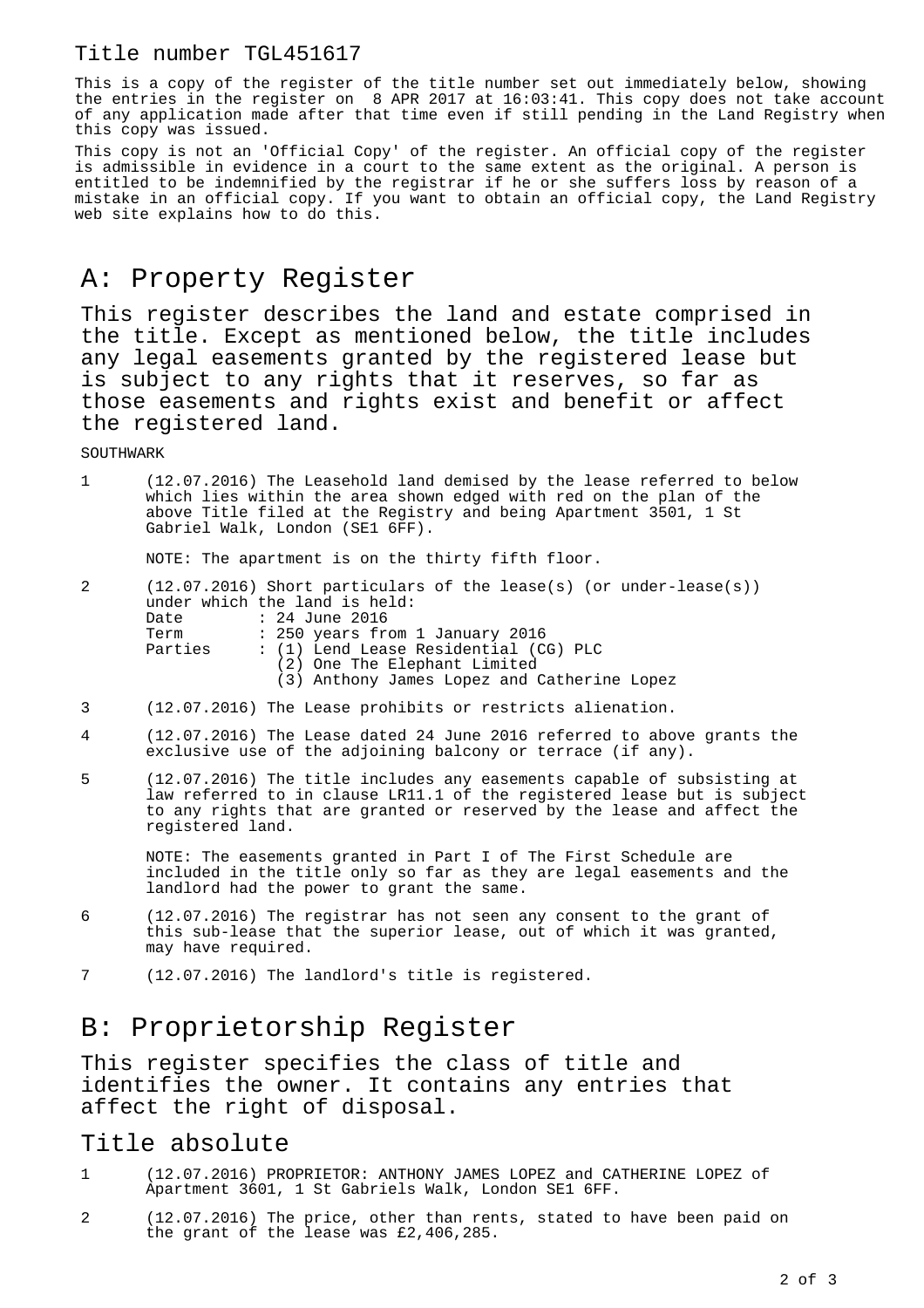Title number TGL451617

This is a copy of the register of the title number set out immediately below, showing the entries in the register on 8 APR 2017 at 16:03:41. This copy does not take account of any application made after that time even if still pending in the Land Registry when this copy was issued.

This copy is not an 'Official Copy' of the register. An official copy of the register is admissible in evidence in a court to the same extent as the original. A person is entitled to be indemnified by the registrar if he or she suffers loss by reason of a mistake in an official copy. If you want to obtain an official copy, the Land Registry web site explains how to do this.

# A: Property Register

This register describes the land and estate comprised in the title. Except as mentioned below, the title includes any legal easements granted by the registered lease but is subject to any rights that it reserves, so far as those easements and rights exist and benefit or affect the registered land.

SOUTHWARK

1 (12.07.2016) The Leasehold land demised by the lease referred to below which lies within the area shown edged with red on the plan of the above Title filed at the Registry and being Apartment 3501, 1 St Gabriel Walk, London (SE1 6FF).

NOTE: The apartment is on the thirty fifth floor.

2 (12.07.2016) Short particulars of the lease(s) (or under-lease(s)) under which the land is held:
Date : 24 June 2016
Term : 250 years from 1 January 2016
Parties : (1) Lend Lease Residential (CG) PLC
(2) One The Elephant Limited
(3) Anthony James Lopez and Catherine Lopez

3 (12.07.2016) The Lease prohibits or restricts alienation.

4 (12.07.2016) The Lease dated 24 June 2016 referred to above grants the exclusive use of the adjoining balcony or terrace (if any).

5 (12.07.2016) The title includes any easements capable of subsisting at law referred to in clause LR11.1 of the registered lease but is subject to any rights that are granted or reserved by the lease and affect the registered land.

NOTE: The easements granted in Part I of The First Schedule are included in the title only so far as they are legal easements and the landlord had the power to grant the same.

6 (12.07.2016) The registrar has not seen any consent to the grant of this sub-lease that the superior lease, out of which it was granted, may have required.

7 (12.07.2016) The landlord's title is registered.

# B: Proprietorship Register

This register specifies the class of title and identifies the owner. It contains any entries that affect the right of disposal.

## Title absolute

1 (12.07.2016) PROPRIETOR: ANTHONY JAMES LOPEZ and CATHERINE LOPEZ of Apartment 3601, 1 St Gabriels Walk, London SE1 6FF.

2 (12.07.2016) The price, other than rents, stated to have been paid on the grant of the lease was £2,406,285.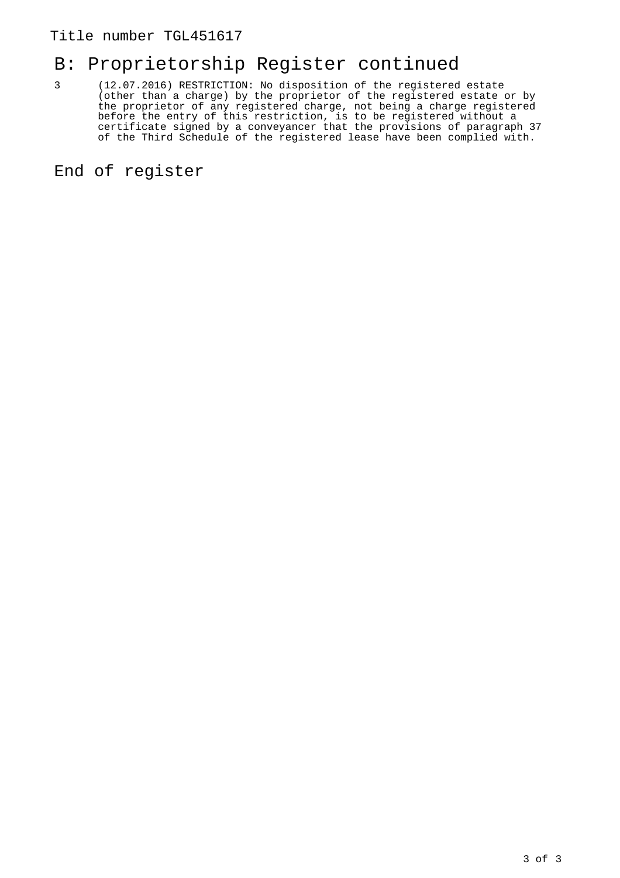Title number TGL451617

# B: Proprietorship Register continued

3 (12.07.2016) RESTRICTION: No disposition of the registered estate (other than a charge) by the proprietor of the registered estate or by the proprietor of any registered charge, not being a charge registered before the entry of this restriction, is to be registered without a certificate signed by a conveyancer that the provisions of paragraph 37 of the Third Schedule of the registered lease have been complied with.

# End of register